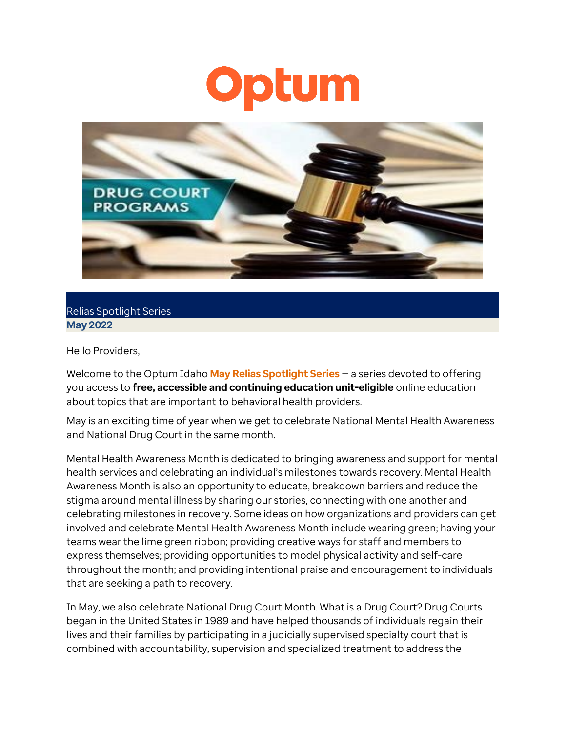Optum

Relias Spotlight Series
**May 2022**

Hello Providers,

Welcome to the Optum Idaho **May Relias Spotlight Series** – a series devoted to offering you access to **free, accessible and continuing education unit-eligible** online education about topics that are important to behavioral health providers.

May is an exciting time of year when we get to celebrate National Mental Health Awareness and National Drug Court in the same month.

Mental Health Awareness Month is dedicated to bringing awareness and support for mental health services and celebrating an individual's milestones towards recovery. Mental Health Awareness Month is also an opportunity to educate, breakdown barriers and reduce the stigma around mental illness by sharing our stories, connecting with one another and celebrating milestones in recovery. Some ideas on how organizations and providers can get involved and celebrate Mental Health Awareness Month include wearing green; having your teams wear the lime green ribbon; providing creative ways for staff and members to express themselves; providing opportunities to model physical activity and self-care throughout the month; and providing intentional praise and encouragement to individuals that are seeking a path to recovery.

In May, we also celebrate National Drug Court Month. What is a Drug Court? Drug Courts began in the United States in 1989 and have helped thousands of individuals regain their lives and their families by participating in a judicially supervised specialty court that is combined with accountability, supervision and specialized treatment to address the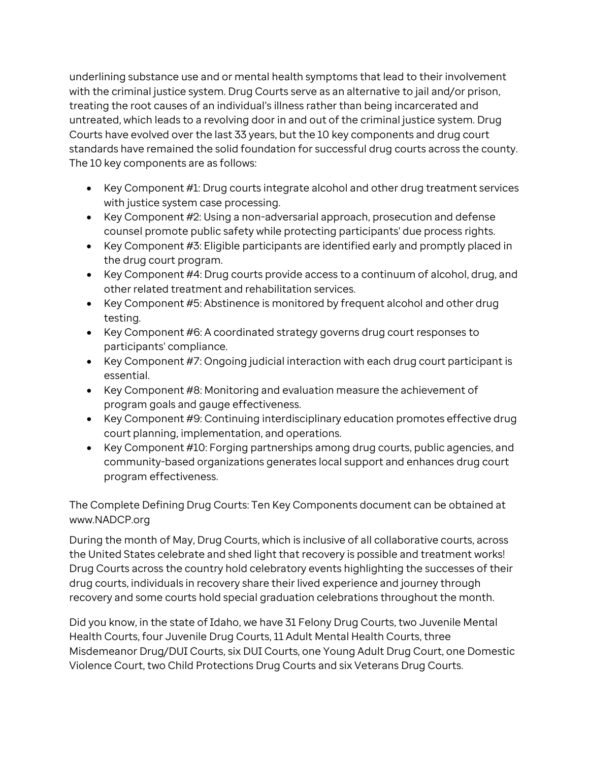underlining substance use and or mental health symptoms that lead to their involvement with the criminal justice system. Drug Courts serve as an alternative to jail and/or prison, treating the root causes of an individual's illness rather than being incarcerated and untreated, which leads to a revolving door in and out of the criminal justice system. Drug Courts have evolved over the last 33 years, but the 10 key components and drug court standards have remained the solid foundation for successful drug courts across the county. The 10 key components are as follows:

- Key Component #1: Drug courts integrate alcohol and other drug treatment services with justice system case processing.
- Key Component #2: Using a non-adversarial approach, prosecution and defense counsel promote public safety while protecting participants' due process rights.
- Key Component #3: Eligible participants are identified early and promptly placed in the drug court program.
- Key Component #4: Drug courts provide access to a continuum of alcohol, drug, and other related treatment and rehabilitation services.
- Key Component #5: Abstinence is monitored by frequent alcohol and other drug testing.
- Key Component #6: A coordinated strategy governs drug court responses to participants' compliance.
- Key Component #7: Ongoing judicial interaction with each drug court participant is essential.
- Key Component #8: Monitoring and evaluation measure the achievement of program goals and gauge effectiveness.
- Key Component #9: Continuing interdisciplinary education promotes effective drug court planning, implementation, and operations.
- Key Component #10: Forging partnerships among drug courts, public agencies, and community-based organizations generates local support and enhances drug court program effectiveness.

The Complete Defining Drug Courts: Ten Key Components document can be obtained at www.NADCP.org

During the month of May, Drug Courts, which is inclusive of all collaborative courts, across the United States celebrate and shed light that recovery is possible and treatment works! Drug Courts across the country hold celebratory events highlighting the successes of their drug courts, individuals in recovery share their lived experience and journey through recovery and some courts hold special graduation celebrations throughout the month.

Did you know, in the state of Idaho, we have 31 Felony Drug Courts, two Juvenile Mental Health Courts, four Juvenile Drug Courts, 11 Adult Mental Health Courts, three Misdemeanor Drug/DUI Courts, six DUI Courts, one Young Adult Drug Court, one Domestic Violence Court, two Child Protections Drug Courts and six Veterans Drug Courts.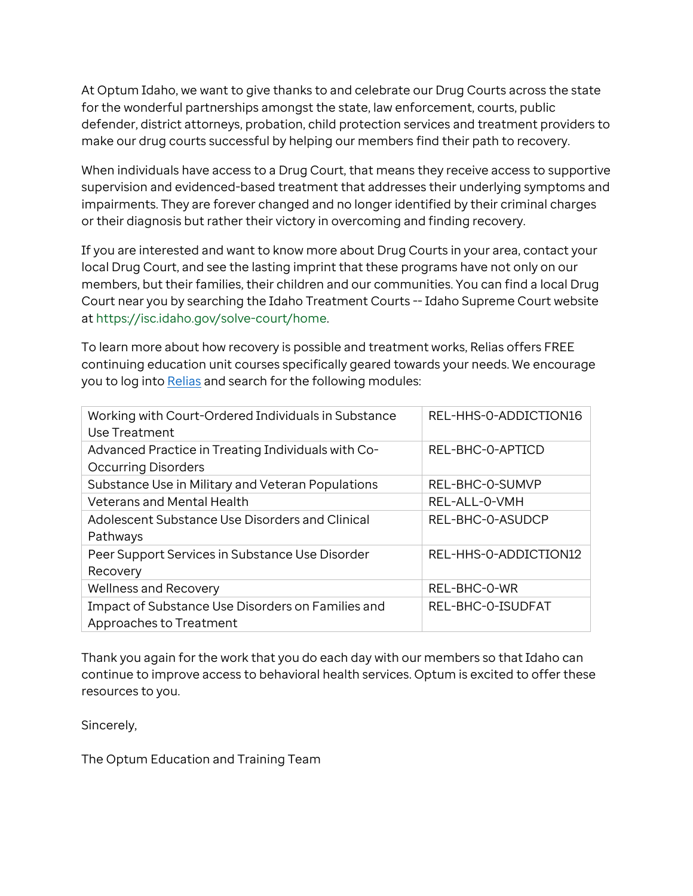At Optum Idaho, we want to give thanks to and celebrate our Drug Courts across the state for the wonderful partnerships amongst the state, law enforcement, courts, public defender, district attorneys, probation, child protection services and treatment providers to make our drug courts successful by helping our members find their path to recovery.

When individuals have access to a Drug Court, that means they receive access to supportive supervision and evidenced-based treatment that addresses their underlying symptoms and impairments. They are forever changed and no longer identified by their criminal charges or their diagnosis but rather their victory in overcoming and finding recovery.

If you are interested and want to know more about Drug Courts in your area, contact your local Drug Court, and see the lasting imprint that these programs have not only on our members, but their families, their children and our communities. You can find a local Drug Court near you by searching the Idaho Treatment Courts -- Idaho Supreme Court website at https://isc.idaho.gov/solve-court/home.

To learn more about how recovery is possible and treatment works, Relias offers FREE continuing education unit courses specifically geared towards your needs. We encourage you to log into Relias and search for the following modules:

| | |
|---|---|
| Working with Court-Ordered Individuals in Substance Use Treatment | REL-HHS-0-ADDICTION16 |
| Advanced Practice in Treating Individuals with Co-Occurring Disorders | REL-BHC-0-APTICD |
| Substance Use in Military and Veteran Populations | REL-BHC-0-SUMVP |
| Veterans and Mental Health | REL-ALL-0-VMH |
| Adolescent Substance Use Disorders and Clinical Pathways | REL-BHC-0-ASUDCP |
| Peer Support Services in Substance Use Disorder Recovery | REL-HHS-0-ADDICTION12 |
| Wellness and Recovery | REL-BHC-0-WR |
| Impact of Substance Use Disorders on Families and Approaches to Treatment | REL-BHC-0-ISUDFAT |

Thank you again for the work that you do each day with our members so that Idaho can continue to improve access to behavioral health services. Optum is excited to offer these resources to you.

Sincerely,

The Optum Education and Training Team